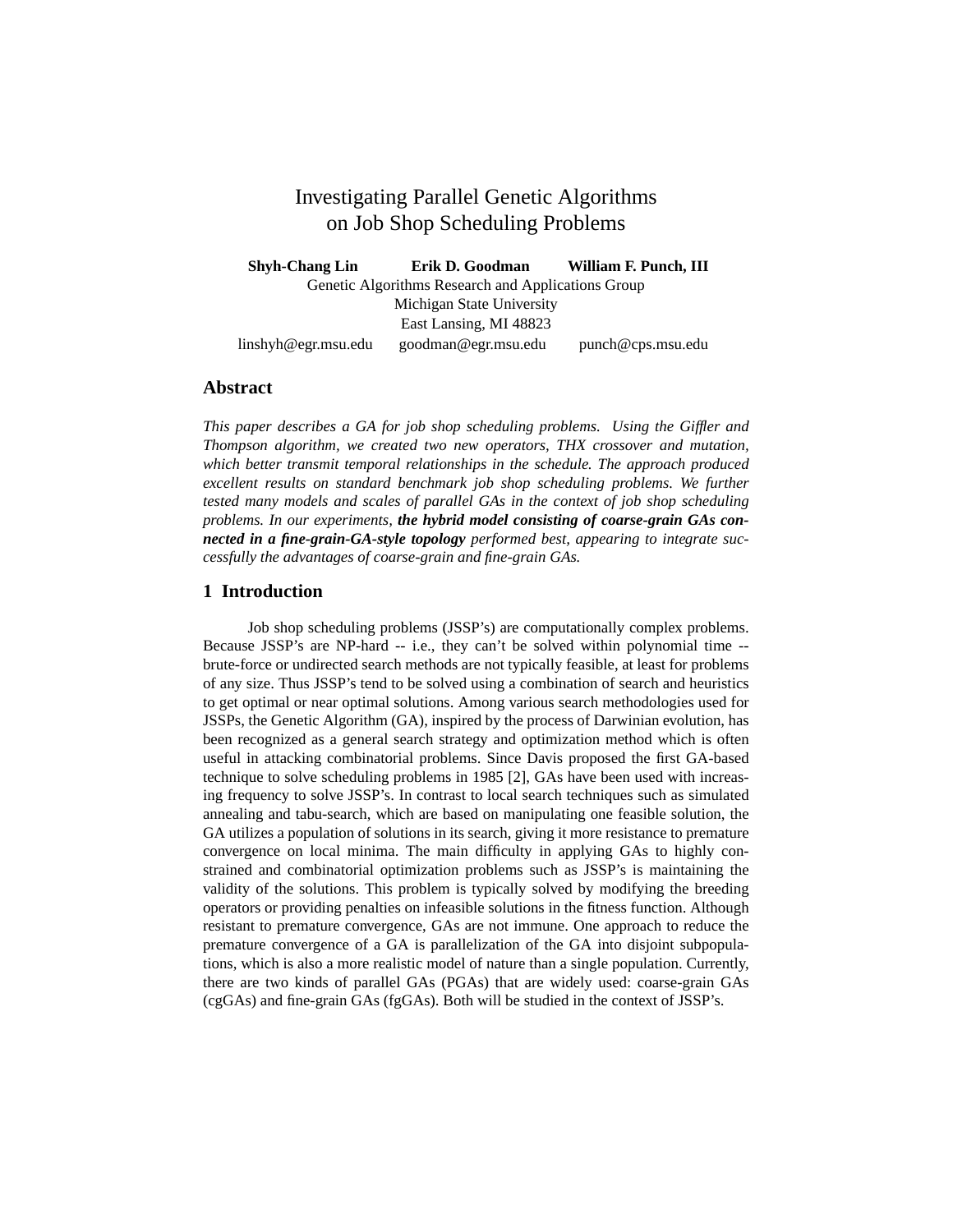# Investigating Parallel Genetic Algorithms on Job Shop Scheduling Problems

**Shyh-Chang Lin** **Erik D. Goodman** **William F. Punch, III**

Genetic Algorithms Research and Applications Group
Michigan State University
East Lansing, MI 48823

linshyh@egr.msu.edu goodman@egr.msu.edu punch@cps.msu.edu

## Abstract

*This paper describes a GA for job shop scheduling problems. Using the Giffler and Thompson algorithm, we created two new operators, THX crossover and mutation, which better transmit temporal relationships in the schedule. The approach produced excellent results on standard benchmark job shop scheduling problems. We further tested many models and scales of parallel GAs in the context of job shop scheduling problems. In our experiments,* ***the hybrid model consisting of coarse-grain GAs connected in a fine-grain-GA-style topology*** *performed best, appearing to integrate successfully the advantages of coarse-grain and fine-grain GAs.*

## 1 Introduction

Job shop scheduling problems (JSSP's) are computationally complex problems. Because JSSP's are NP-hard -- i.e., they can't be solved within polynomial time -- brute-force or undirected search methods are not typically feasible, at least for problems of any size. Thus JSSP's tend to be solved using a combination of search and heuristics to get optimal or near optimal solutions. Among various search methodologies used for JSSPs, the Genetic Algorithm (GA), inspired by the process of Darwinian evolution, has been recognized as a general search strategy and optimization method which is often useful in attacking combinatorial problems. Since Davis proposed the first GA-based technique to solve scheduling problems in 1985 [2], GAs have been used with increasing frequency to solve JSSP's. In contrast to local search techniques such as simulated annealing and tabu-search, which are based on manipulating one feasible solution, the GA utilizes a population of solutions in its search, giving it more resistance to premature convergence on local minima. The main difficulty in applying GAs to highly constrained and combinatorial optimization problems such as JSSP's is maintaining the validity of the solutions. This problem is typically solved by modifying the breeding operators or providing penalties on infeasible solutions in the fitness function. Although resistant to premature convergence, GAs are not immune. One approach to reduce the premature convergence of a GA is parallelization of the GA into disjoint subpopulations, which is also a more realistic model of nature than a single population. Currently, there are two kinds of parallel GAs (PGAs) that are widely used: coarse-grain GAs (cgGAs) and fine-grain GAs (fgGAs). Both will be studied in the context of JSSP's.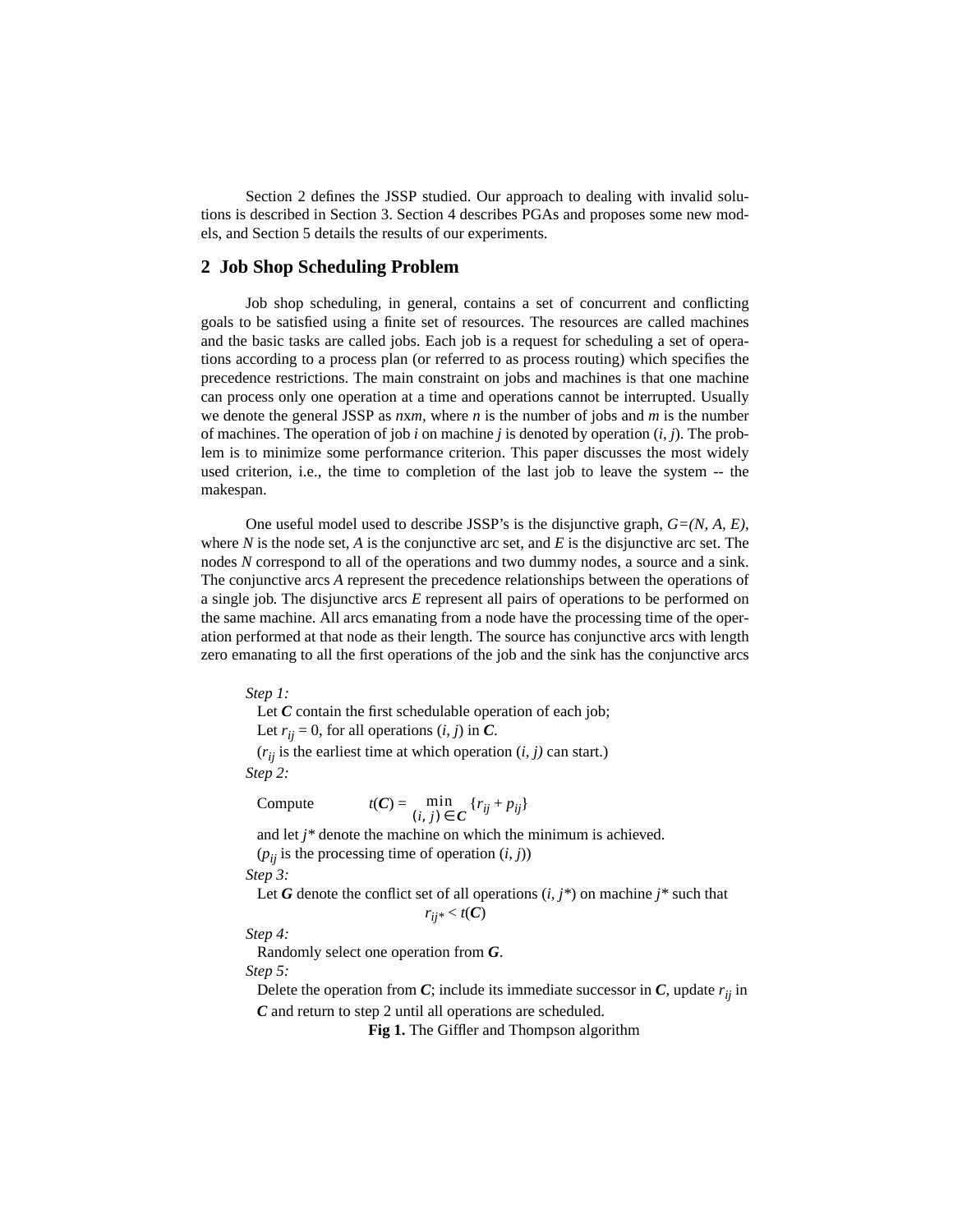Section 2 defines the JSSP studied. Our approach to dealing with invalid solutions is described in Section 3. Section 4 describes PGAs and proposes some new models, and Section 5 details the results of our experiments.

## 2 Job Shop Scheduling Problem

Job shop scheduling, in general, contains a set of concurrent and conflicting goals to be satisfied using a finite set of resources. The resources are called machines and the basic tasks are called jobs. Each job is a request for scheduling a set of operations according to a process plan (or referred to as process routing) which specifies the precedence restrictions. The main constraint on jobs and machines is that one machine can process only one operation at a time and operations cannot be interrupted. Usually we denote the general JSSP as $n$x$m$, where $n$ is the number of jobs and $m$ is the number of machines. The operation of job $i$ on machine $j$ is denoted by operation $(i, j)$. The problem is to minimize some performance criterion. This paper discusses the most widely used criterion, i.e., the time to completion of the last job to leave the system -- the makespan.

One useful model used to describe JSSP's is the disjunctive graph, $G=(N, A, E)$, where $N$ is the node set, $A$ is the conjunctive arc set, and $E$ is the disjunctive arc set. The nodes $N$ correspond to all of the operations and two dummy nodes, a source and a sink. The conjunctive arcs $A$ represent the precedence relationships between the operations of a single job. The disjunctive arcs $E$ represent all pairs of operations to be performed on the same machine. All arcs emanating from a node have the processing time of the operation performed at that node as their length. The source has conjunctive arcs with length zero emanating to all the first operations of the job and the sink has the conjunctive arcs

*Step 1:*
Let $\boldsymbol{C}$ contain the first schedulable operation of each job;
Let $r_{ij} = 0$, for all operations $(i, j)$ in $\boldsymbol{C}$.
($r_{ij}$ is the earliest time at which operation $(i, j)$ can start.)

*Step 2:*
Compute $t(\boldsymbol{C}) = \min_{(i,j) \in \boldsymbol{C}} \{r_{ij} + p_{ij}\}$
and let $j^*$ denote the machine on which the minimum is achieved.
($p_{ij}$ is the processing time of operation $(i, j)$)

*Step 3:*
Let $\boldsymbol{G}$ denote the conflict set of all operations $(i, j^*)$ on machine $j^*$ such that

$$r_{ij^*} < t(\boldsymbol{C})$$

*Step 4:*
Randomly select one operation from $\boldsymbol{G}$.

*Step 5:*
Delete the operation from $\boldsymbol{C}$; include its immediate successor in $\boldsymbol{C}$, update $r_{ij}$ in $\boldsymbol{C}$ and return to step 2 until all operations are scheduled.

**Fig 1.** The Giffler and Thompson algorithm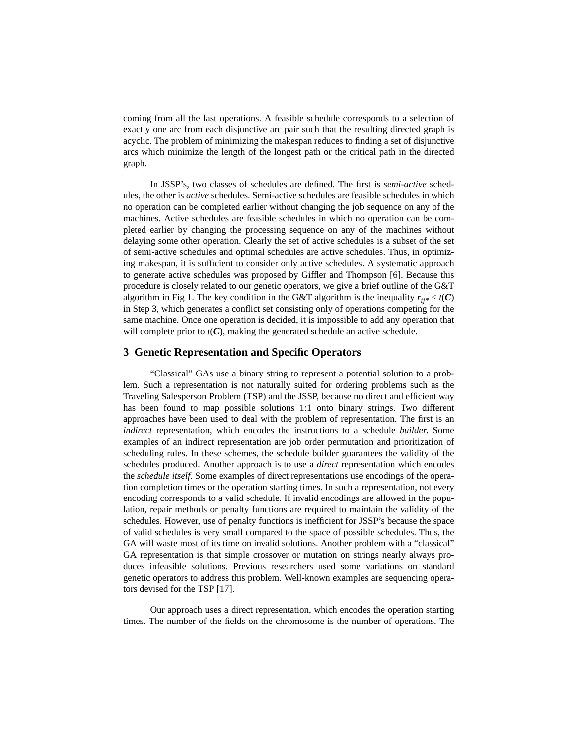coming from all the last operations. A feasible schedule corresponds to a selection of exactly one arc from each disjunctive arc pair such that the resulting directed graph is acyclic. The problem of minimizing the makespan reduces to finding a set of disjunctive arcs which minimize the length of the longest path or the critical path in the directed graph.

In JSSP's, two classes of schedules are defined. The first is *semi-active* schedules, the other is *active* schedules. Semi-active schedules are feasible schedules in which no operation can be completed earlier without changing the job sequence on any of the machines. Active schedules are feasible schedules in which no operation can be completed earlier by changing the processing sequence on any of the machines without delaying some other operation. Clearly the set of active schedules is a subset of the set of semi-active schedules and optimal schedules are active schedules. Thus, in optimizing makespan, it is sufficient to consider only active schedules. A systematic approach to generate active schedules was proposed by Giffler and Thompson [6]. Because this procedure is closely related to our genetic operators, we give a brief outline of the G&T algorithm in Fig 1. The key condition in the G&T algorithm is the inequality $r_{ij*} < t(\boldsymbol{C})$ in Step 3, which generates a conflict set consisting only of operations competing for the same machine. Once one operation is decided, it is impossible to add any operation that will complete prior to $t(\boldsymbol{C})$, making the generated schedule an active schedule.

## 3 Genetic Representation and Specific Operators

"Classical" GAs use a binary string to represent a potential solution to a problem. Such a representation is not naturally suited for ordering problems such as the Traveling Salesperson Problem (TSP) and the JSSP, because no direct and efficient way has been found to map possible solutions 1:1 onto binary strings. Two different approaches have been used to deal with the problem of representation. The first is an *indirect* representation, which encodes the instructions to a schedule *builder*. Some examples of an indirect representation are job order permutation and prioritization of scheduling rules. In these schemes, the schedule builder guarantees the validity of the schedules produced. Another approach is to use a *direct* representation which encodes the *schedule itself*. Some examples of direct representations use encodings of the operation completion times or the operation starting times. In such a representation, not every encoding corresponds to a valid schedule. If invalid encodings are allowed in the population, repair methods or penalty functions are required to maintain the validity of the schedules. However, use of penalty functions is inefficient for JSSP's because the space of valid schedules is very small compared to the space of possible schedules. Thus, the GA will waste most of its time on invalid solutions. Another problem with a "classical" GA representation is that simple crossover or mutation on strings nearly always produces infeasible solutions. Previous researchers used some variations on standard genetic operators to address this problem. Well-known examples are sequencing operators devised for the TSP [17].

Our approach uses a direct representation, which encodes the operation starting times. The number of the fields on the chromosome is the number of operations. The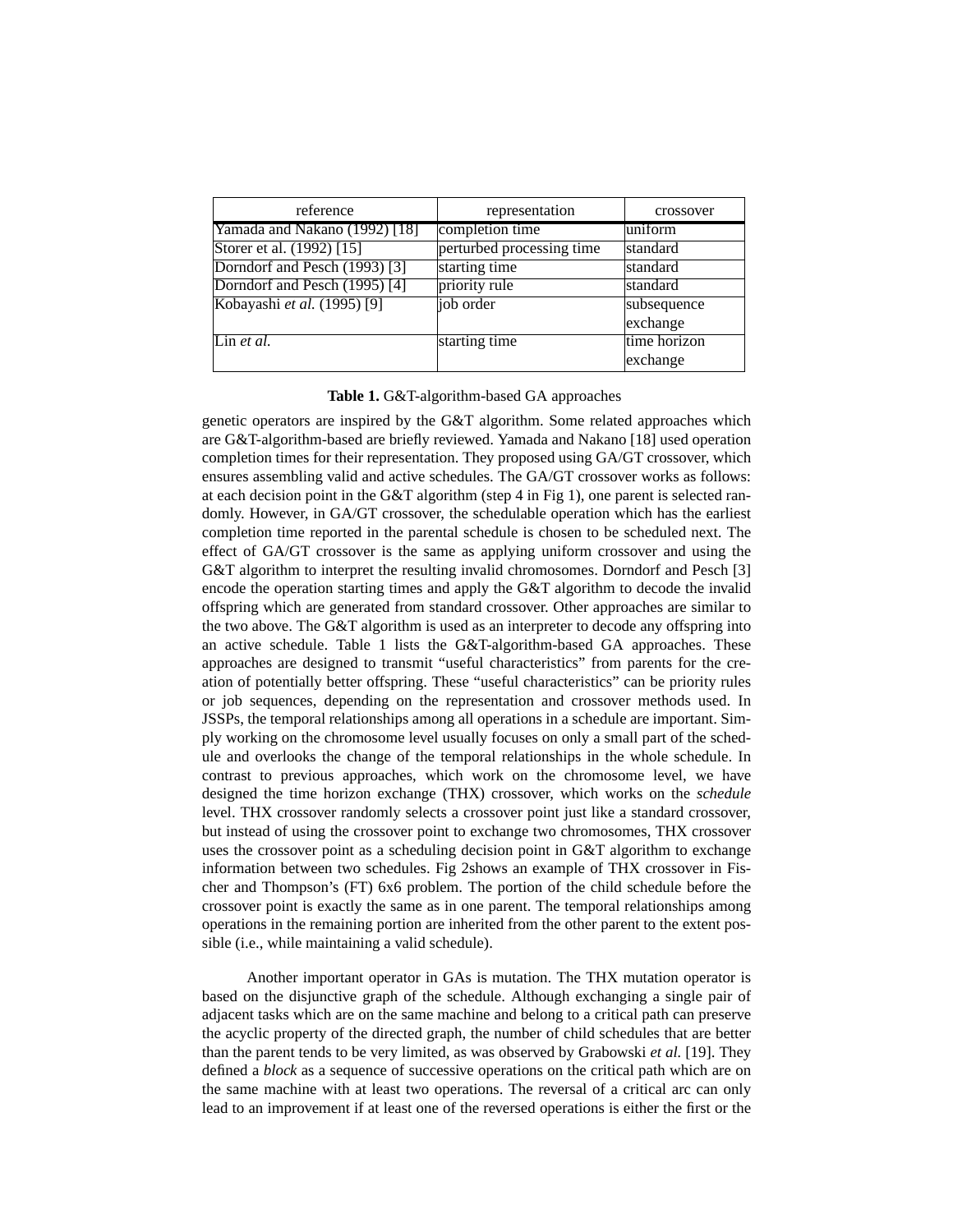| reference | representation | crossover |
| --- | --- | --- |
| Yamada and Nakano (1992) [18] | completion time | uniform |
| Storer et al. (1992) [15] | perturbed processing time | standard |
| Dorndorf and Pesch (1993) [3] | starting time | standard |
| Dorndorf and Pesch (1995) [4] | priority rule | standard |
| Kobayashi *et al.* (1995) [9] | job order | subsequence exchange |
| Lin *et al.* | starting time | time horizon exchange |

**Table 1.** G&T-algorithm-based GA approaches

genetic operators are inspired by the G&T algorithm. Some related approaches which are G&T-algorithm-based are briefly reviewed. Yamada and Nakano [18] used operation completion times for their representation. They proposed using GA/GT crossover, which ensures assembling valid and active schedules. The GA/GT crossover works as follows: at each decision point in the G&T algorithm (step 4 in Fig 1), one parent is selected randomly. However, in GA/GT crossover, the schedulable operation which has the earliest completion time reported in the parental schedule is chosen to be scheduled next. The effect of GA/GT crossover is the same as applying uniform crossover and using the G&T algorithm to interpret the resulting invalid chromosomes. Dorndorf and Pesch [3] encode the operation starting times and apply the G&T algorithm to decode the invalid offspring which are generated from standard crossover. Other approaches are similar to the two above. The G&T algorithm is used as an interpreter to decode any offspring into an active schedule. Table 1 lists the G&T-algorithm-based GA approaches. These approaches are designed to transmit "useful characteristics" from parents for the creation of potentially better offspring. These "useful characteristics" can be priority rules or job sequences, depending on the representation and crossover methods used. In JSSPs, the temporal relationships among all operations in a schedule are important. Simply working on the chromosome level usually focuses on only a small part of the schedule and overlooks the change of the temporal relationships in the whole schedule. In contrast to previous approaches, which work on the chromosome level, we have designed the time horizon exchange (THX) crossover, which works on the *schedule* level. THX crossover randomly selects a crossover point just like a standard crossover, but instead of using the crossover point to exchange two chromosomes, THX crossover uses the crossover point as a scheduling decision point in G&T algorithm to exchange information between two schedules. Fig 2shows an example of THX crossover in Fischer and Thompson's (FT) 6x6 problem. The portion of the child schedule before the crossover point is exactly the same as in one parent. The temporal relationships among operations in the remaining portion are inherited from the other parent to the extent possible (i.e., while maintaining a valid schedule).

Another important operator in GAs is mutation. The THX mutation operator is based on the disjunctive graph of the schedule. Although exchanging a single pair of adjacent tasks which are on the same machine and belong to a critical path can preserve the acyclic property of the directed graph, the number of child schedules that are better than the parent tends to be very limited, as was observed by Grabowski *et al.* [19]. They defined a *block* as a sequence of successive operations on the critical path which are on the same machine with at least two operations. The reversal of a critical arc can only lead to an improvement if at least one of the reversed operations is either the first or the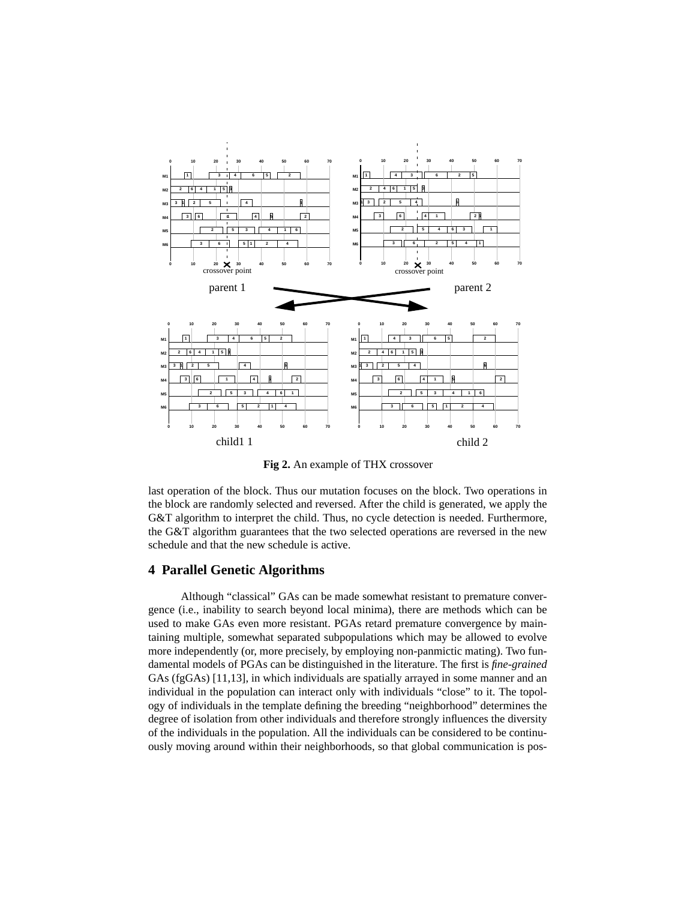**Fig 2.** An example of THX crossover

last operation of the block. Thus our mutation focuses on the block. Two operations in the block are randomly selected and reversed. After the child is generated, we apply the G&T algorithm to interpret the child. Thus, no cycle detection is needed. Furthermore, the G&T algorithm guarantees that the two selected operations are reversed in the new schedule and that the new schedule is active.

## 4 Parallel Genetic Algorithms

Although "classical" GAs can be made somewhat resistant to premature convergence (i.e., inability to search beyond local minima), there are methods which can be used to make GAs even more resistant. PGAs retard premature convergence by maintaining multiple, somewhat separated subpopulations which may be allowed to evolve more independently (or, more precisely, by employing non-panmictic mating). Two fundamental models of PGAs can be distinguished in the literature. The first is *fine-grained* GAs (fgGAs) [11,13], in which individuals are spatially arrayed in some manner and an individual in the population can interact only with individuals "close" to it. The topology of individuals in the template defining the breeding "neighborhood" determines the degree of isolation from other individuals and therefore strongly influences the diversity of the individuals in the population. All the individuals can be considered to be continuously moving around within their neighborhoods, so that global communication is pos-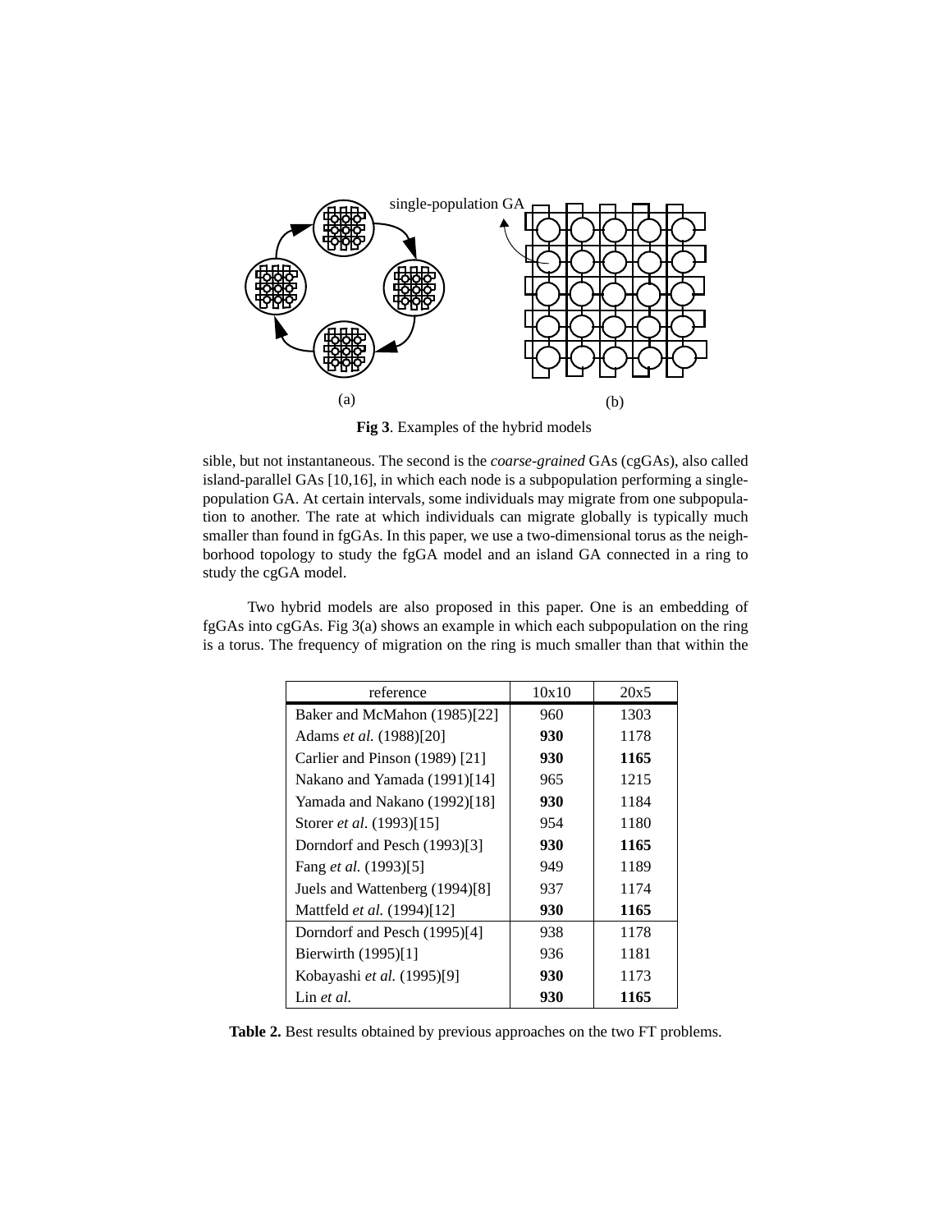single-population GA

(a) (b)

**Fig 3**. Examples of the hybrid models

sible, but not instantaneous. The second is the *coarse-grained* GAs (cgGAs), also called island-parallel GAs [10,16], in which each node is a subpopulation performing a single-population GA. At certain intervals, some individuals may migrate from one subpopulation to another. The rate at which individuals can migrate globally is typically much smaller than found in fgGAs. In this paper, we use a two-dimensional torus as the neighborhood topology to study the fgGA model and an island GA connected in a ring to study the cgGA model.

Two hybrid models are also proposed in this paper. One is an embedding of fgGAs into cgGAs. Fig 3(a) shows an example in which each subpopulation on the ring is a torus. The frequency of migration on the ring is much smaller than that within the

| reference | 10x10 | 20x5 |
|---|---|---|
| Baker and McMahon (1985)[22] | 960 | 1303 |
| Adams *et al.* (1988)[20] | **930** | 1178 |
| Carlier and Pinson (1989) [21] | **930** | **1165** |
| Nakano and Yamada (1991)[14] | 965 | 1215 |
| Yamada and Nakano (1992)[18] | **930** | 1184 |
| Storer *et al*. (1993)[15] | 954 | 1180 |
| Dorndorf and Pesch (1993)[3] | **930** | **1165** |
| Fang *et al.* (1993)[5] | 949 | 1189 |
| Juels and Wattenberg (1994)[8] | 937 | 1174 |
| Mattfeld *et al.* (1994)[12] | **930** | **1165** |
| Dorndorf and Pesch (1995)[4] | 938 | 1178 |
| Bierwirth (1995)[1] | 936 | 1181 |
| Kobayashi *et al.* (1995)[9] | **930** | 1173 |
| Lin *et al.* | **930** | **1165** |

**Table 2.** Best results obtained by previous approaches on the two FT problems.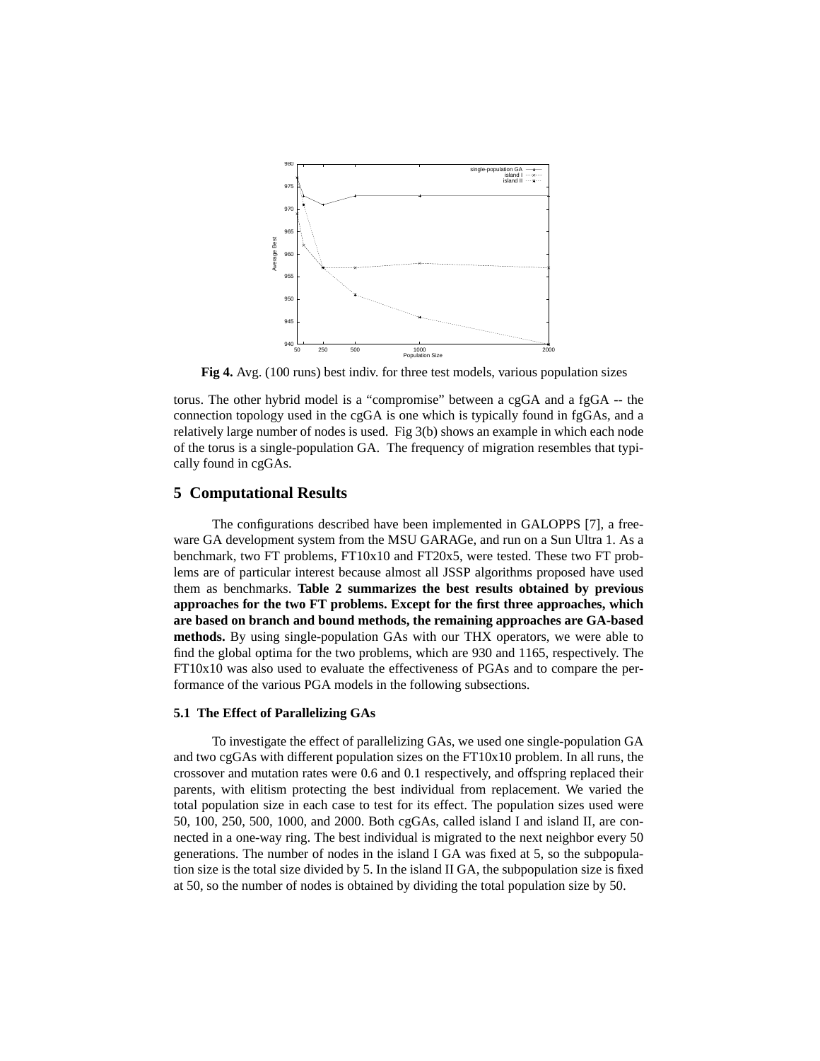**Fig 4.** Avg. (100 runs) best indiv. for three test models, various population sizes

torus. The other hybrid model is a "compromise" between a cgGA and a fgGA -- the connection topology used in the cgGA is one which is typically found in fgGAs, and a relatively large number of nodes is used. Fig 3(b) shows an example in which each node of the torus is a single-population GA. The frequency of migration resembles that typically found in cgGAs.

## 5 Computational Results

The configurations described have been implemented in GALOPPS [7], a freeware GA development system from the MSU GARAGe, and run on a Sun Ultra 1. As a benchmark, two FT problems, FT10x10 and FT20x5, were tested. These two FT problems are of particular interest because almost all JSSP algorithms proposed have used them as benchmarks. **Table 2 summarizes the best results obtained by previous approaches for the two FT problems. Except for the first three approaches, which are based on branch and bound methods, the remaining approaches are GA-based methods.** By using single-population GAs with our THX operators, we were able to find the global optima for the two problems, which are 930 and 1165, respectively. The FT10x10 was also used to evaluate the effectiveness of PGAs and to compare the performance of the various PGA models in the following subsections.

### 5.1 The Effect of Parallelizing GAs

To investigate the effect of parallelizing GAs, we used one single-population GA and two cgGAs with different population sizes on the FT10x10 problem. In all runs, the crossover and mutation rates were 0.6 and 0.1 respectively, and offspring replaced their parents, with elitism protecting the best individual from replacement. We varied the total population size in each case to test for its effect. The population sizes used were 50, 100, 250, 500, 1000, and 2000. Both cgGAs, called island I and island II, are connected in a one-way ring. The best individual is migrated to the next neighbor every 50 generations. The number of nodes in the island I GA was fixed at 5, so the subpopulation size is the total size divided by 5. In the island II GA, the subpopulation size is fixed at 50, so the number of nodes is obtained by dividing the total population size by 50.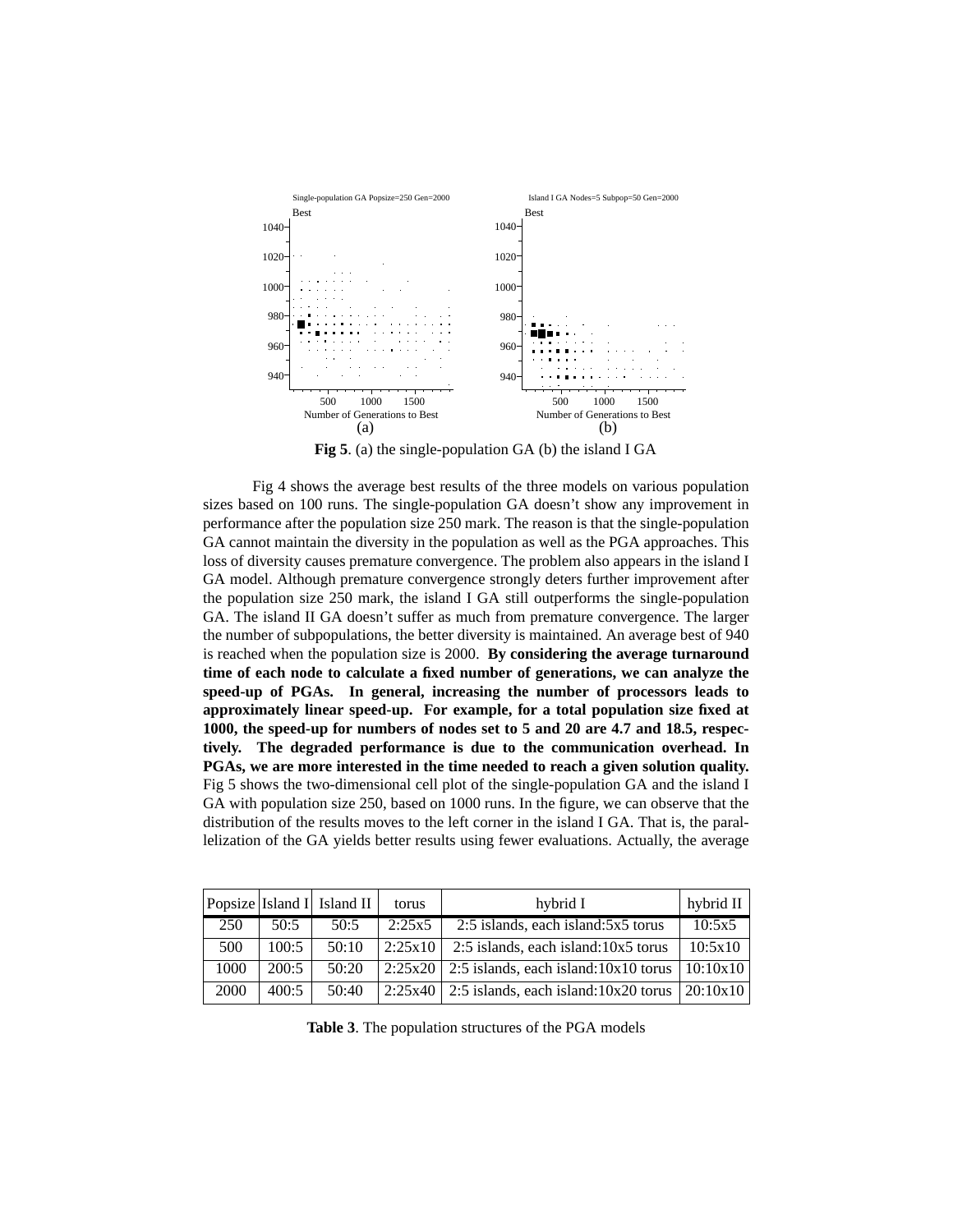**Fig 5**. (a) the single-population GA (b) the island I GA

Fig 4 shows the average best results of the three models on various population sizes based on 100 runs. The single-population GA doesn't show any improvement in performance after the population size 250 mark. The reason is that the single-population GA cannot maintain the diversity in the population as well as the PGA approaches. This loss of diversity causes premature convergence. The problem also appears in the island I GA model. Although premature convergence strongly deters further improvement after the population size 250 mark, the island I GA still outperforms the single-population GA. The island II GA doesn't suffer as much from premature convergence. The larger the number of subpopulations, the better diversity is maintained. An average best of 940 is reached when the population size is 2000. **By considering the average turnaround time of each node to calculate a fixed number of generations, we can analyze the speed-up of PGAs. In general, increasing the number of processors leads to approximately linear speed-up. For example, for a total population size fixed at 1000, the speed-up for numbers of nodes set to 5 and 20 are 4.7 and 18.5, respectively. The degraded performance is due to the communication overhead. In PGAs, we are more interested in the time needed to reach a given solution quality.** Fig 5 shows the two-dimensional cell plot of the single-population GA and the island I GA with population size 250, based on 1000 runs. In the figure, we can observe that the distribution of the results moves to the left corner in the island I GA. That is, the parallelization of the GA yields better results using fewer evaluations. Actually, the average

| Popsize | Island I | Island II | torus | hybrid I | hybrid II |
|---|---|---|---|---|---|
| 250 | 50:5 | 50:5 | 2:25x5 | 2:5 islands, each island:5x5 torus | 10:5x5 |
| 500 | 100:5 | 50:10 | 2:25x10 | 2:5 islands, each island:10x5 torus | 10:5x10 |
| 1000 | 200:5 | 50:20 | 2:25x20 | 2:5 islands, each island:10x10 torus | 10:10x10 |
| 2000 | 400:5 | 50:40 | 2:25x40 | 2:5 islands, each island:10x20 torus | 20:10x10 |

**Table 3**. The population structures of the PGA models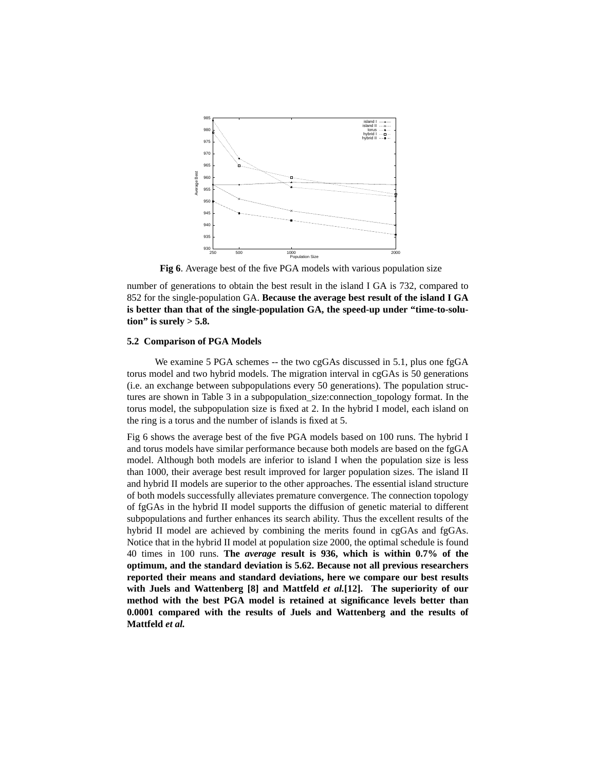**Fig 6**. Average best of the five PGA models with various population size

number of generations to obtain the best result in the island I GA is 732, compared to 852 for the single-population GA. **Because the average best result of the island I GA is better than that of the single-population GA, the speed-up under "time-to-solution" is surely > 5.8.**

### 5.2 Comparison of PGA Models

We examine 5 PGA schemes -- the two cgGAs discussed in 5.1, plus one fgGA torus model and two hybrid models. The migration interval in cgGAs is 50 generations (i.e. an exchange between subpopulations every 50 generations). The population structures are shown in Table 3 in a subpopulation_size:connection_topology format. In the torus model, the subpopulation size is fixed at 2. In the hybrid I model, each island on the ring is a torus and the number of islands is fixed at 5.

Fig 6 shows the average best of the five PGA models based on 100 runs. The hybrid I and torus models have similar performance because both models are based on the fgGA model. Although both models are inferior to island I when the population size is less than 1000, their average best result improved for larger population sizes. The island II and hybrid II models are superior to the other approaches. The essential island structure of both models successfully alleviates premature convergence. The connection topology of fgGAs in the hybrid II model supports the diffusion of genetic material to different subpopulations and further enhances its search ability. Thus the excellent results of the hybrid II model are achieved by combining the merits found in cgGAs and fgGAs. Notice that in the hybrid II model at population size 2000, the optimal schedule is found 40 times in 100 runs. **The *average* result is 936, which is within 0.7% of the optimum, and the standard deviation is 5.62. Because not all previous researchers reported their means and standard deviations, here we compare our best results with Juels and Wattenberg [8] and Mattfeld *et al.*[12]. The superiority of our method with the best PGA model is retained at significance levels better than 0.0001 compared with the results of Juels and Wattenberg and the results of Mattfeld *et al.***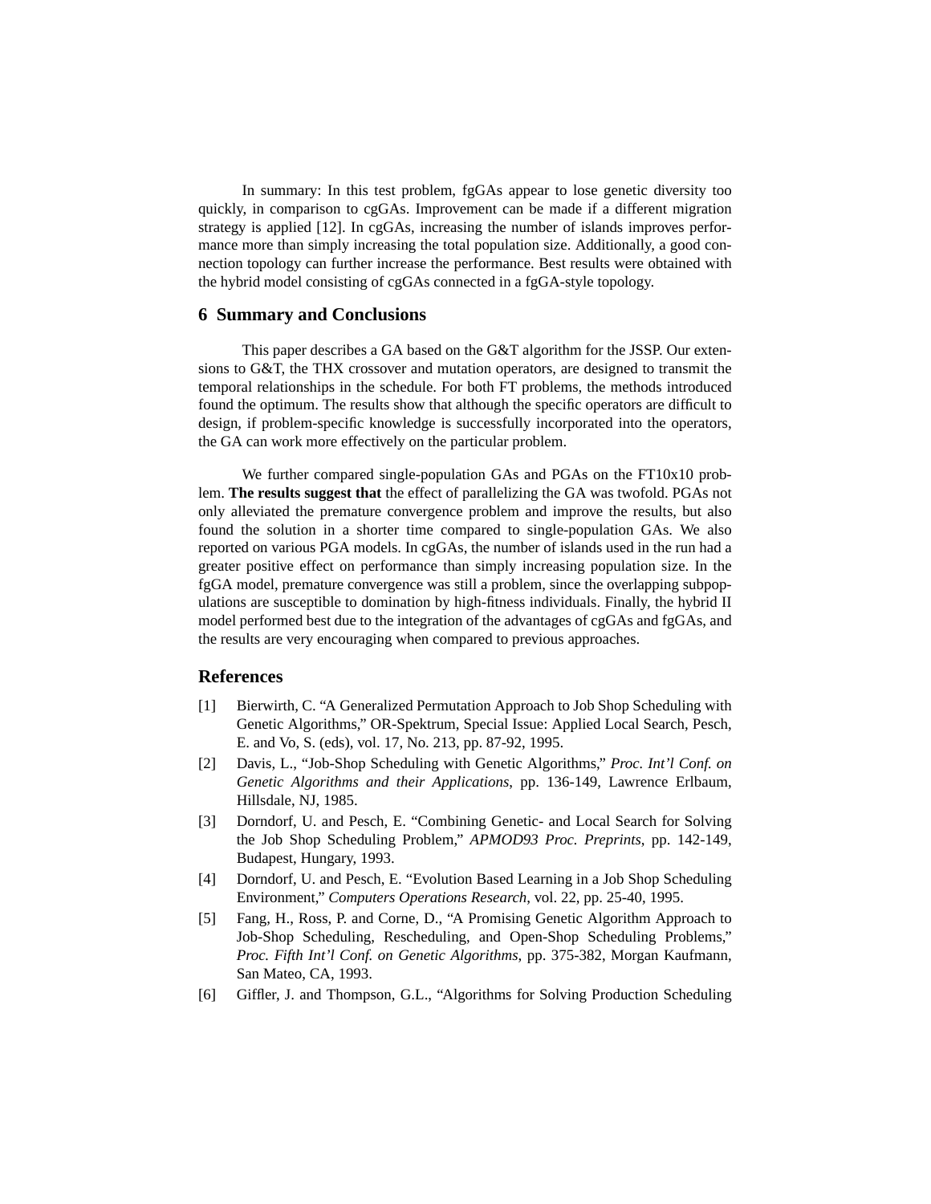In summary: In this test problem, fgGAs appear to lose genetic diversity too quickly, in comparison to cgGAs. Improvement can be made if a different migration strategy is applied [12]. In cgGAs, increasing the number of islands improves performance more than simply increasing the total population size. Additionally, a good connection topology can further increase the performance. Best results were obtained with the hybrid model consisting of cgGAs connected in a fgGA-style topology.

## 6 Summary and Conclusions

This paper describes a GA based on the G&T algorithm for the JSSP. Our extensions to G&T, the THX crossover and mutation operators, are designed to transmit the temporal relationships in the schedule. For both FT problems, the methods introduced found the optimum. The results show that although the specific operators are difficult to design, if problem-specific knowledge is successfully incorporated into the operators, the GA can work more effectively on the particular problem.

We further compared single-population GAs and PGAs on the FT10x10 problem. **The results suggest that** the effect of parallelizing the GA was twofold. PGAs not only alleviated the premature convergence problem and improve the results, but also found the solution in a shorter time compared to single-population GAs. We also reported on various PGA models. In cgGAs, the number of islands used in the run had a greater positive effect on performance than simply increasing population size. In the fgGA model, premature convergence was still a problem, since the overlapping subpopulations are susceptible to domination by high-fitness individuals. Finally, the hybrid II model performed best due to the integration of the advantages of cgGAs and fgGAs, and the results are very encouraging when compared to previous approaches.

## References

[1] Bierwirth, C. "A Generalized Permutation Approach to Job Shop Scheduling with Genetic Algorithms," OR-Spektrum, Special Issue: Applied Local Search, Pesch, E. and Vo, S. (eds), vol. 17, No. 213, pp. 87-92, 1995.

[2] Davis, L., "Job-Shop Scheduling with Genetic Algorithms," *Proc. Int'l Conf. on Genetic Algorithms and their Applications*, pp. 136-149, Lawrence Erlbaum, Hillsdale, NJ, 1985.

[3] Dorndorf, U. and Pesch, E. "Combining Genetic- and Local Search for Solving the Job Shop Scheduling Problem," *APMOD93 Proc. Preprints*, pp. 142-149, Budapest, Hungary, 1993.

[4] Dorndorf, U. and Pesch, E. "Evolution Based Learning in a Job Shop Scheduling Environment," *Computers Operations Research*, vol. 22, pp. 25-40, 1995.

[5] Fang, H., Ross, P. and Corne, D., "A Promising Genetic Algorithm Approach to Job-Shop Scheduling, Rescheduling, and Open-Shop Scheduling Problems," *Proc. Fifth Int'l Conf. on Genetic Algorithms*, pp. 375-382, Morgan Kaufmann, San Mateo, CA, 1993.

[6] Giffler, J. and Thompson, G.L., "Algorithms for Solving Production Scheduling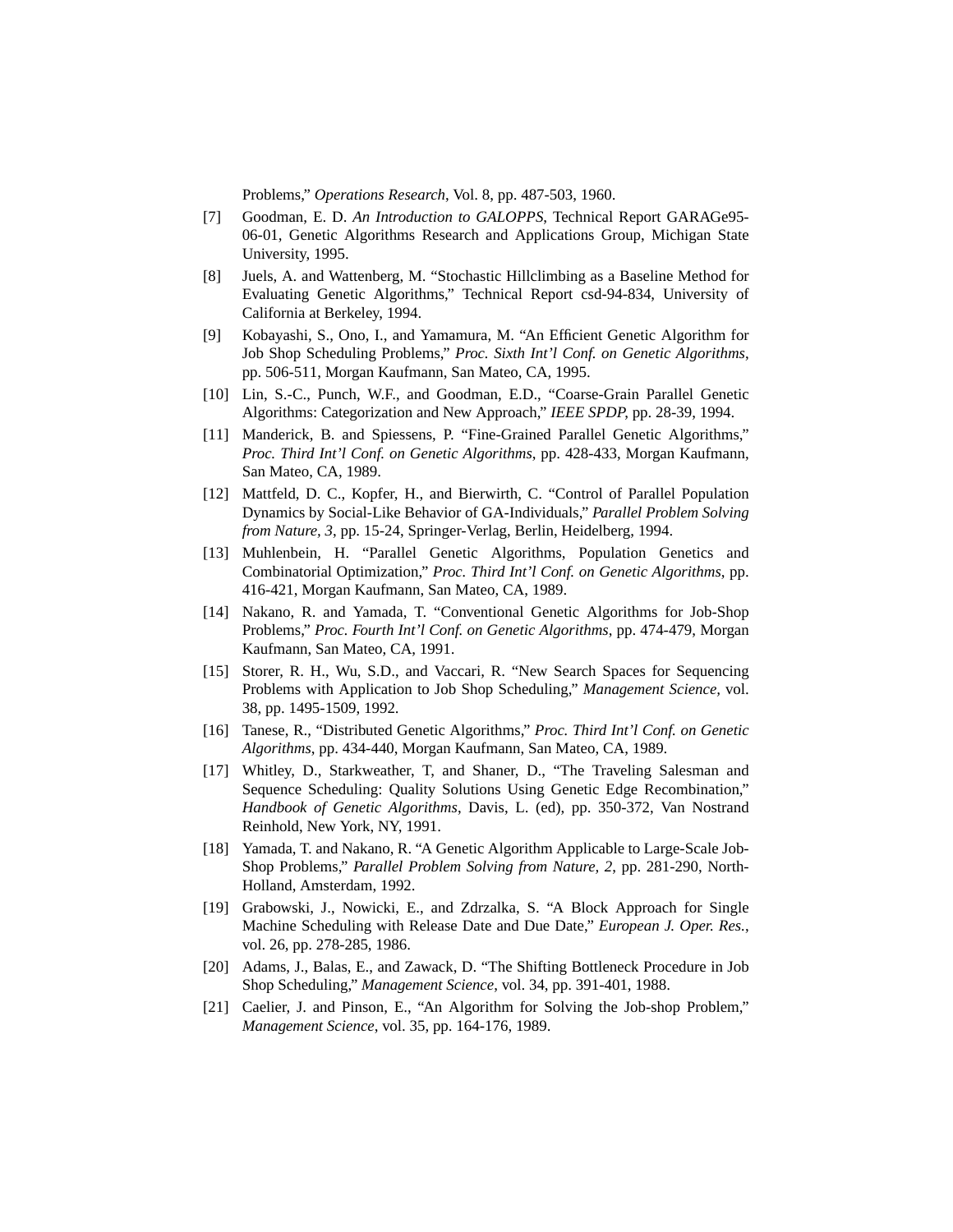Problems," *Operations Research*, Vol. 8, pp. 487-503, 1960.

[7] Goodman, E. D. *An Introduction to GALOPPS*, Technical Report GARAGe95-06-01, Genetic Algorithms Research and Applications Group, Michigan State University, 1995.

[8] Juels, A. and Wattenberg, M. "Stochastic Hillclimbing as a Baseline Method for Evaluating Genetic Algorithms," Technical Report csd-94-834, University of California at Berkeley, 1994.

[9] Kobayashi, S., Ono, I., and Yamamura, M. "An Efficient Genetic Algorithm for Job Shop Scheduling Problems," *Proc. Sixth Int'l Conf. on Genetic Algorithms*, pp. 506-511, Morgan Kaufmann, San Mateo, CA, 1995.

[10] Lin, S.-C., Punch, W.F., and Goodman, E.D., "Coarse-Grain Parallel Genetic Algorithms: Categorization and New Approach," *IEEE SPDP*, pp. 28-39, 1994.

[11] Manderick, B. and Spiessens, P. "Fine-Grained Parallel Genetic Algorithms," *Proc. Third Int'l Conf. on Genetic Algorithms*, pp. 428-433, Morgan Kaufmann, San Mateo, CA, 1989.

[12] Mattfeld, D. C., Kopfer, H., and Bierwirth, C. "Control of Parallel Population Dynamics by Social-Like Behavior of GA-Individuals," *Parallel Problem Solving from Nature, 3*, pp. 15-24, Springer-Verlag, Berlin, Heidelberg, 1994.

[13] Muhlenbein, H. "Parallel Genetic Algorithms, Population Genetics and Combinatorial Optimization," *Proc. Third Int'l Conf. on Genetic Algorithms*, pp. 416-421, Morgan Kaufmann, San Mateo, CA, 1989.

[14] Nakano, R. and Yamada, T. "Conventional Genetic Algorithms for Job-Shop Problems," *Proc. Fourth Int'l Conf. on Genetic Algorithms*, pp. 474-479, Morgan Kaufmann, San Mateo, CA, 1991.

[15] Storer, R. H., Wu, S.D., and Vaccari, R. "New Search Spaces for Sequencing Problems with Application to Job Shop Scheduling," *Management Science*, vol. 38, pp. 1495-1509, 1992.

[16] Tanese, R., "Distributed Genetic Algorithms," *Proc. Third Int'l Conf. on Genetic Algorithms*, pp. 434-440, Morgan Kaufmann, San Mateo, CA, 1989.

[17] Whitley, D., Starkweather, T, and Shaner, D., "The Traveling Salesman and Sequence Scheduling: Quality Solutions Using Genetic Edge Recombination," *Handbook of Genetic Algorithms*, Davis, L. (ed), pp. 350-372, Van Nostrand Reinhold, New York, NY, 1991.

[18] Yamada, T. and Nakano, R. "A Genetic Algorithm Applicable to Large-Scale Job-Shop Problems," *Parallel Problem Solving from Nature, 2*, pp. 281-290, North-Holland, Amsterdam, 1992.

[19] Grabowski, J., Nowicki, E., and Zdrzalka, S. "A Block Approach for Single Machine Scheduling with Release Date and Due Date," *European J. Oper. Res.*, vol. 26, pp. 278-285, 1986.

[20] Adams, J., Balas, E., and Zawack, D. "The Shifting Bottleneck Procedure in Job Shop Scheduling," *Management Science*, vol. 34, pp. 391-401, 1988.

[21] Caelier, J. and Pinson, E., "An Algorithm for Solving the Job-shop Problem," *Management Science*, vol. 35, pp. 164-176, 1989.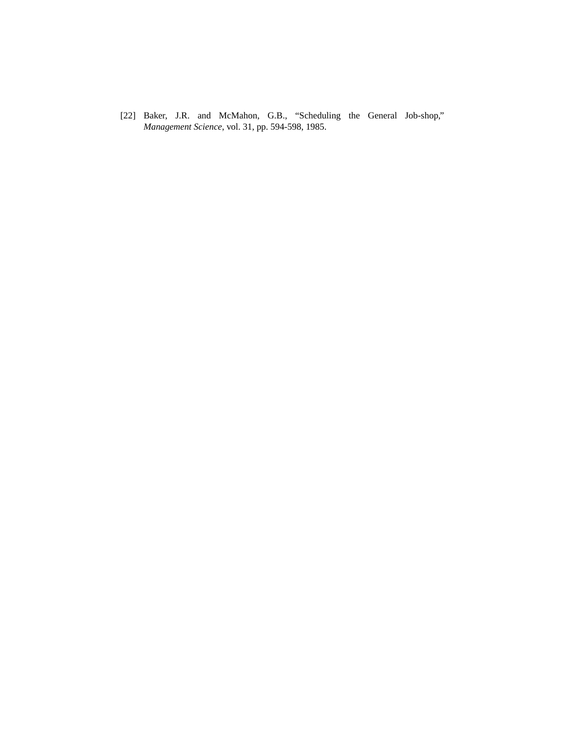[22] Baker, J.R. and McMahon, G.B., "Scheduling the General Job-shop," *Management Science*, vol. 31, pp. 594-598, 1985.